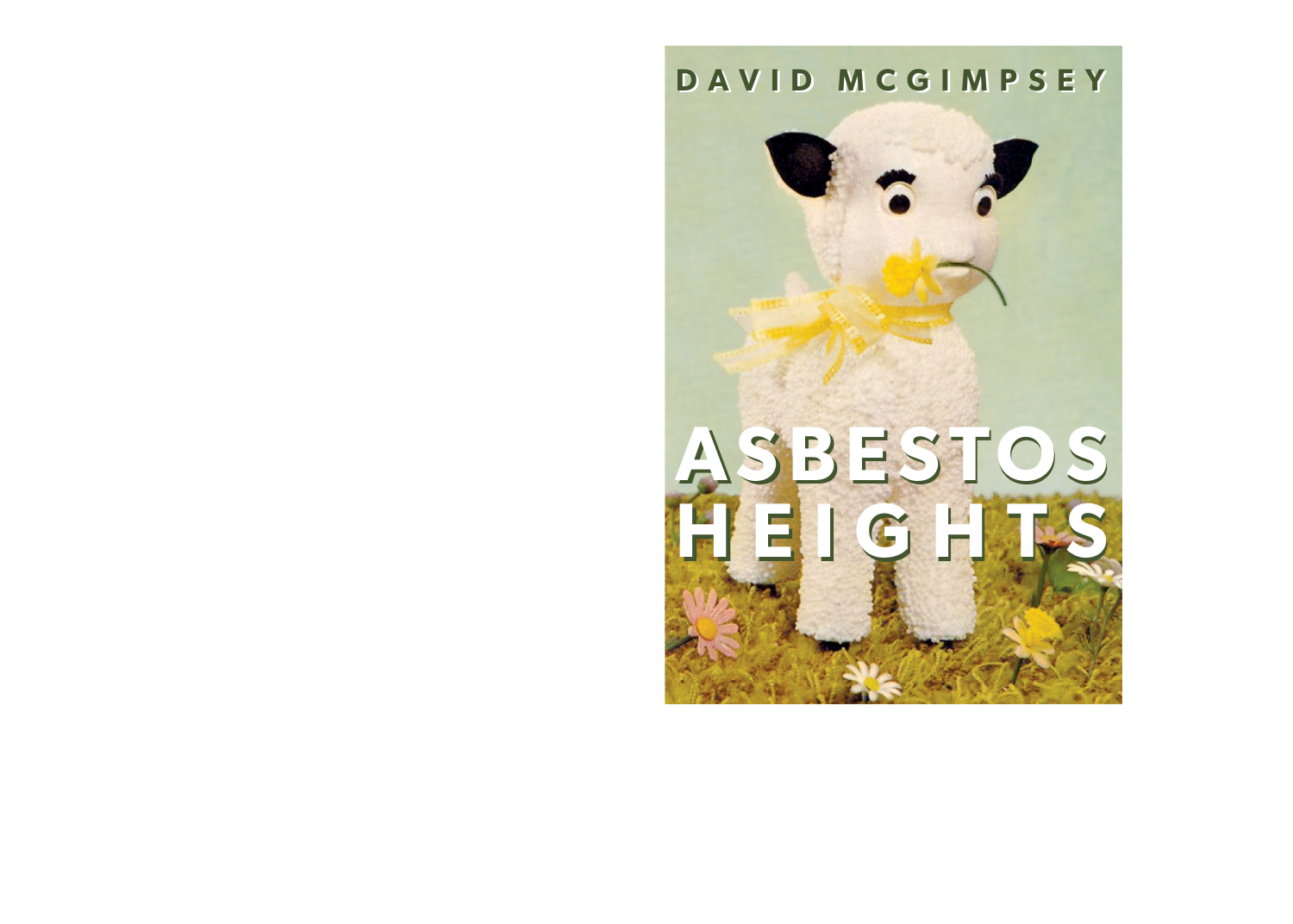DAVID MCGIMPSEY

# ASBESTOS HEIGHTS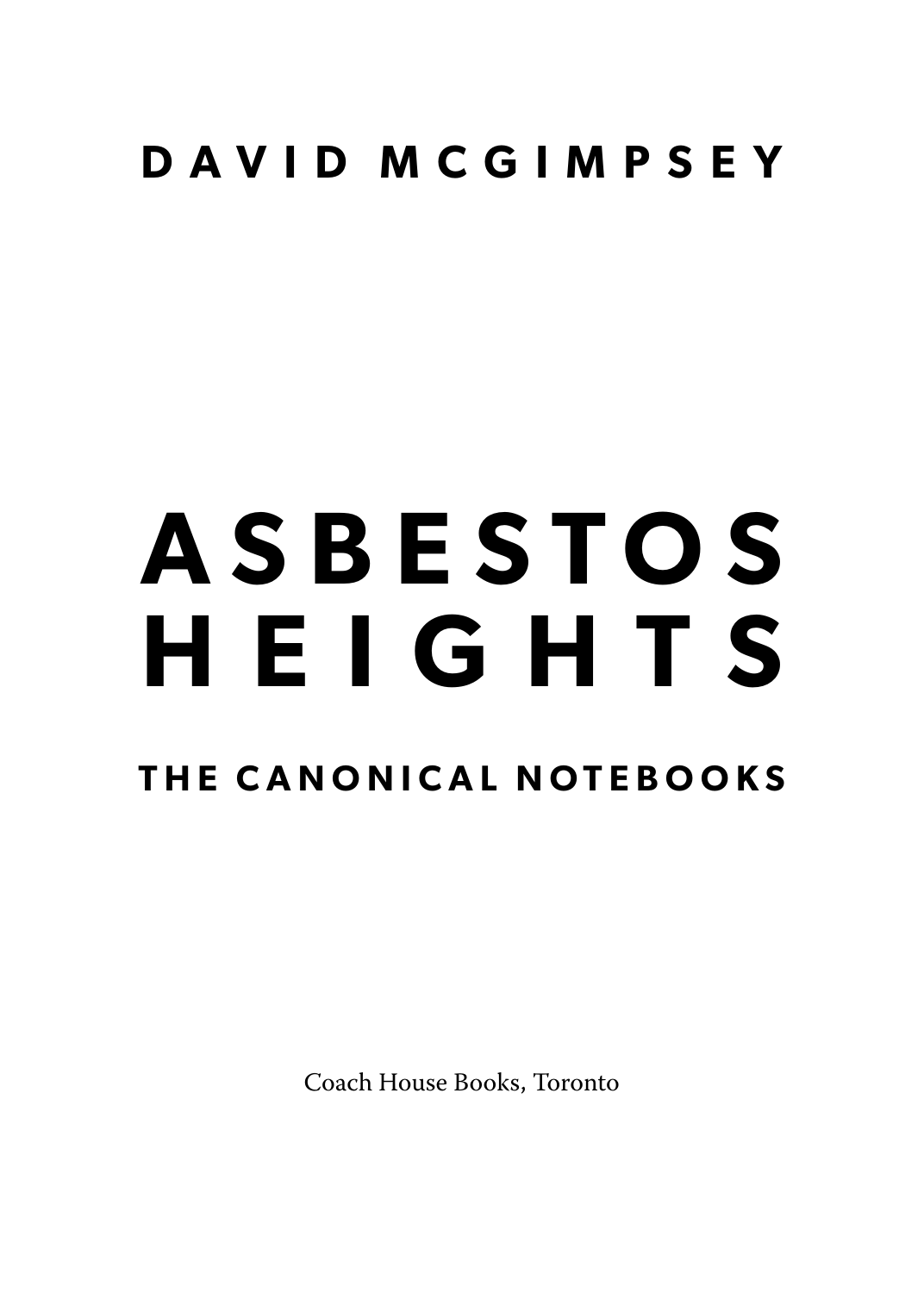**DAVID MCGIMPSEY**

# ASBESTOS HEIGHTS

## THE CANONICAL NOTEBOOKS

Coach House Books, Toronto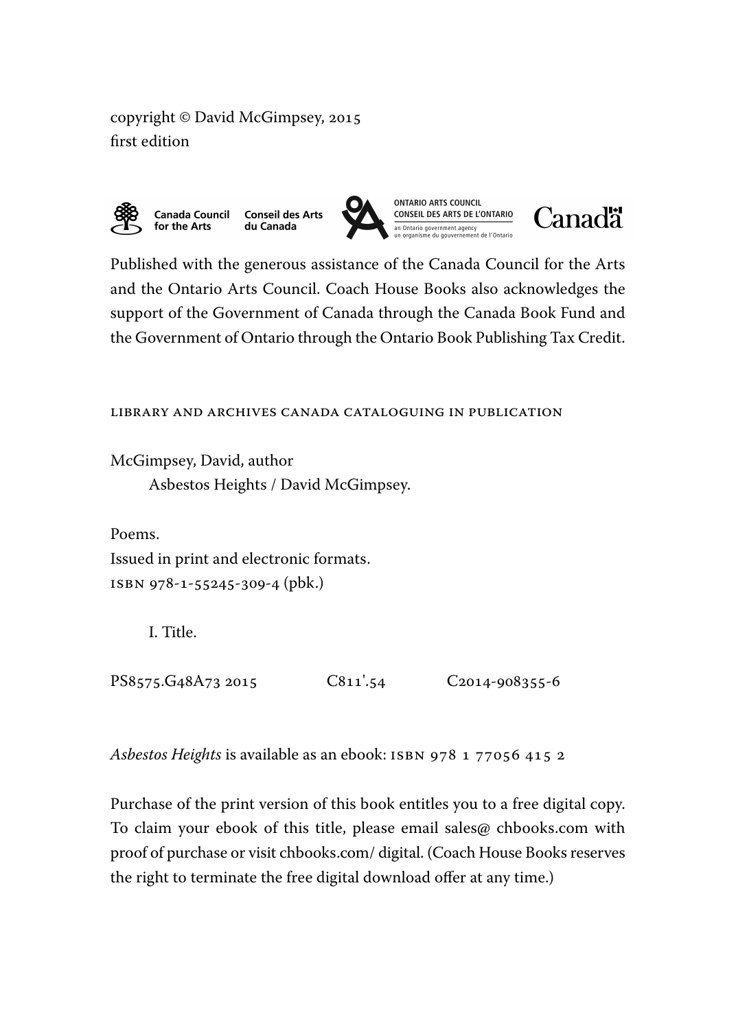copyright © David McGimpsey, 2015
first edition

Canada Council for the Arts / Conseil des Arts du Canada

ONTARIO ARTS COUNCIL
CONSEIL DES ARTS DE L'ONTARIO
an Ontario government agency
un organisme du gouvernement de l'Ontario

Canadä

Published with the generous assistance of the Canada Council for the Arts and the Ontario Arts Council. Coach House Books also acknowledges the support of the Government of Canada through the Canada Book Fund and the Government of Ontario through the Ontario Book Publishing Tax Credit.

LIBRARY AND ARCHIVES CANADA CATALOGUING IN PUBLICATION

McGimpsey, David, author
Asbestos Heights / David McGimpsey.

Poems.
Issued in print and electronic formats.
ISBN 978-1-55245-309-4 (pbk.)

I. Title.

PS8575.G48A73 2015    C811'.54    C2014-908355-6

*Asbestos Heights* is available as an ebook: ISBN 978 1 77056 415 2

Purchase of the print version of this book entitles you to a free digital copy. To claim your ebook of this title, please email sales@ chbooks.com with proof of purchase or visit chbooks.com/ digital. (Coach House Books reserves the right to terminate the free digital download offer at any time.)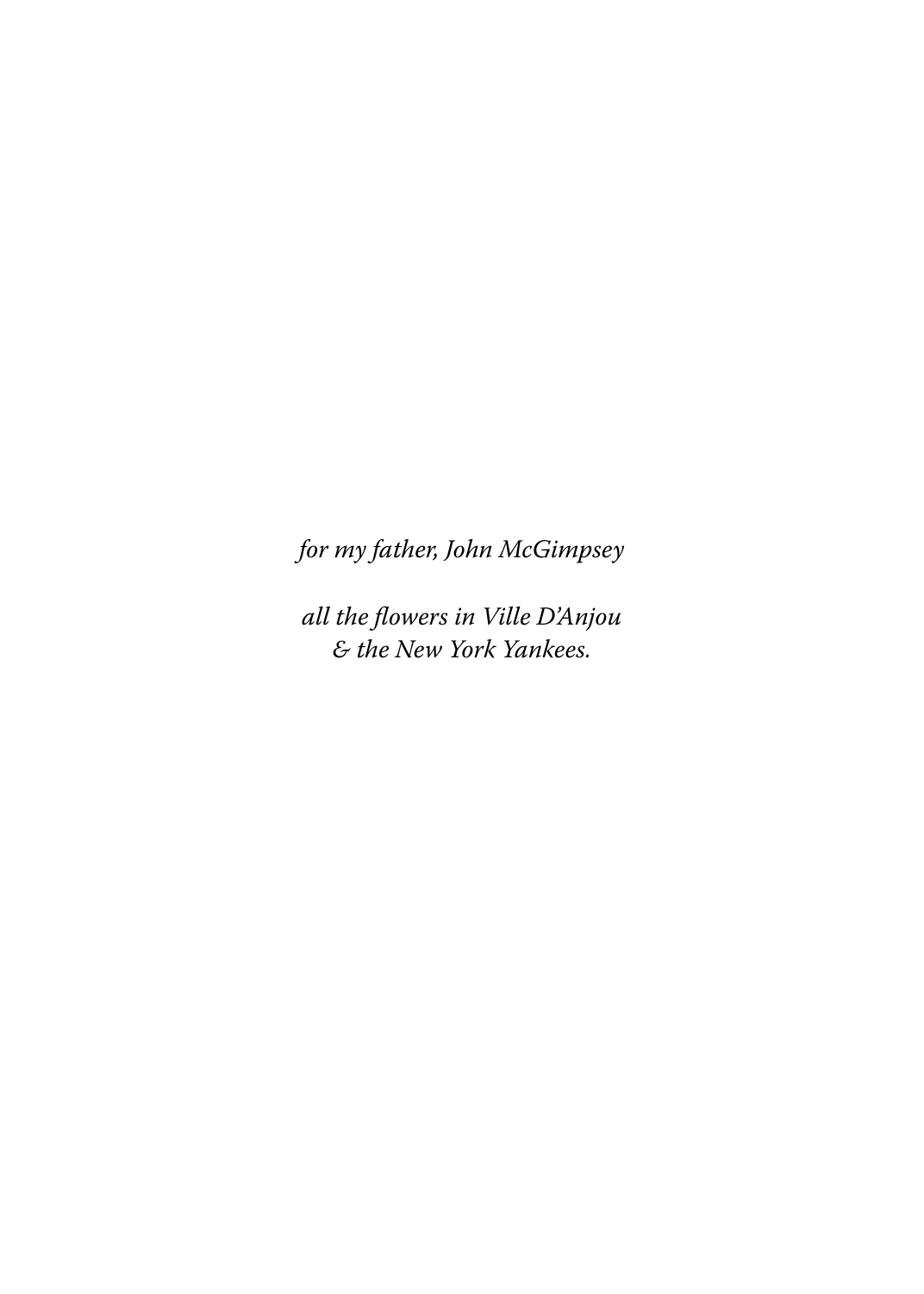*for my father, John McGimpsey*

*all the flowers in Ville D'Anjou*
*& the New York Yankees.*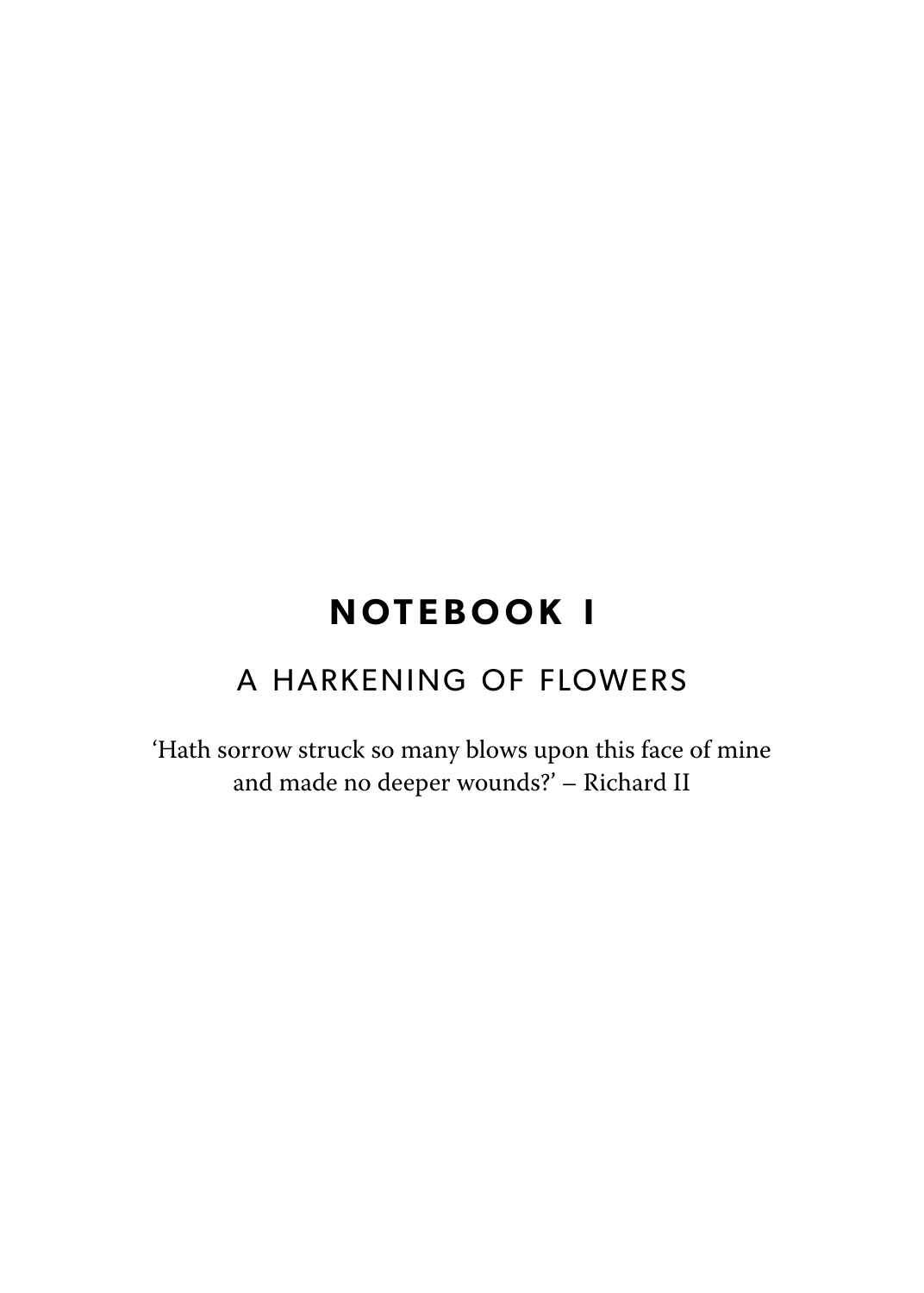# NOTEBOOK I

## A HARKENING OF FLOWERS

‘Hath sorrow struck so many blows upon this face of mine and made no deeper wounds?’ – Richard II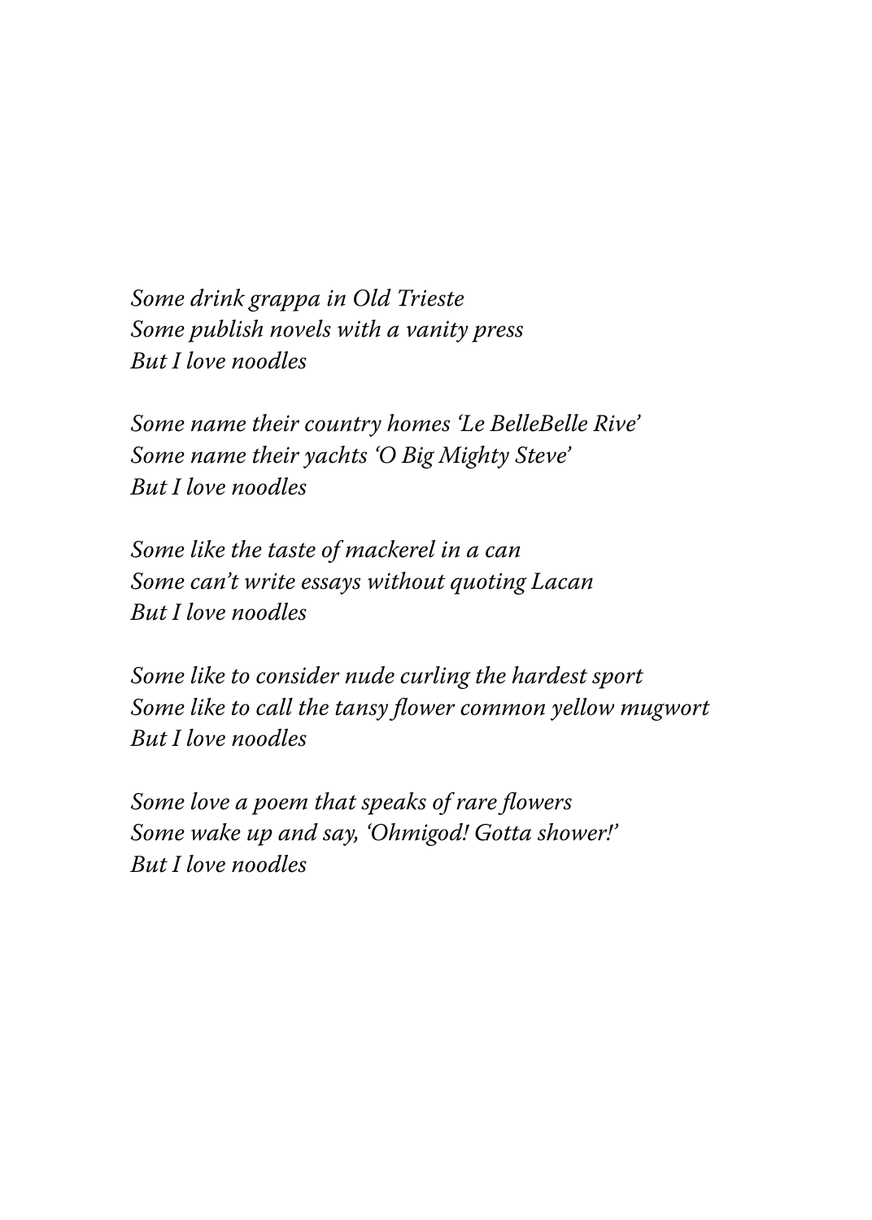*Some drink grappa in Old Trieste*
*Some publish novels with a vanity press*
*But I love noodles*

*Some name their country homes 'Le BelleBelle Rive'*
*Some name their yachts 'O Big Mighty Steve'*
*But I love noodles*

*Some like the taste of mackerel in a can*
*Some can't write essays without quoting Lacan*
*But I love noodles*

*Some like to consider nude curling the hardest sport*
*Some like to call the tansy flower common yellow mugwort*
*But I love noodles*

*Some love a poem that speaks of rare flowers*
*Some wake up and say, 'Ohmigod! Gotta shower!'*
*But I love noodles*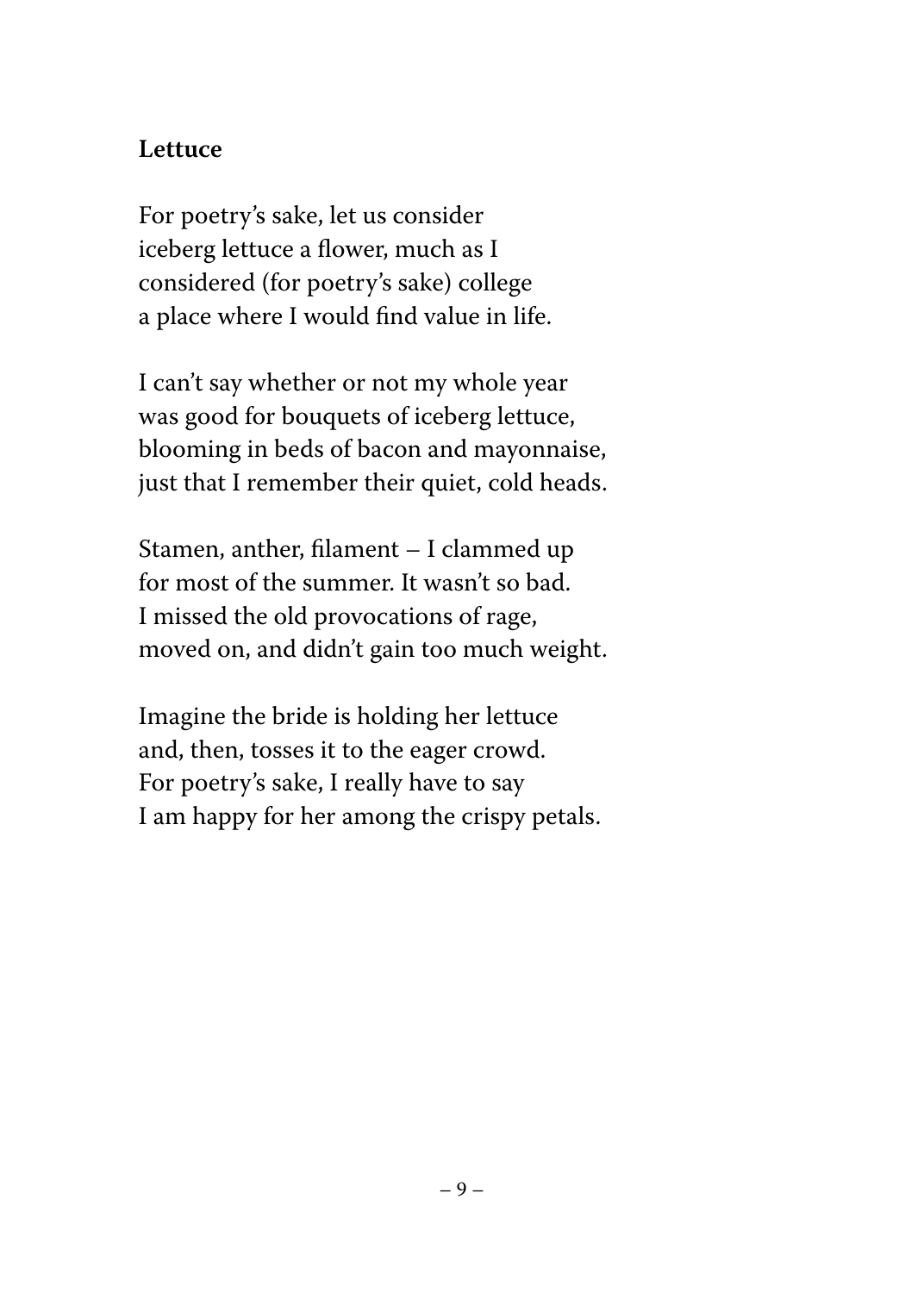**Lettuce**

For poetry's sake, let us consider
iceberg lettuce a flower, much as I
considered (for poetry's sake) college
a place where I would find value in life.

I can't say whether or not my whole year
was good for bouquets of iceberg lettuce,
blooming in beds of bacon and mayonnaise,
just that I remember their quiet, cold heads.

Stamen, anther, filament – I clammed up
for most of the summer. It wasn't so bad.
I missed the old provocations of rage,
moved on, and didn't gain too much weight.

Imagine the bride is holding her lettuce
and, then, tosses it to the eager crowd.
For poetry's sake, I really have to say
I am happy for her among the crispy petals.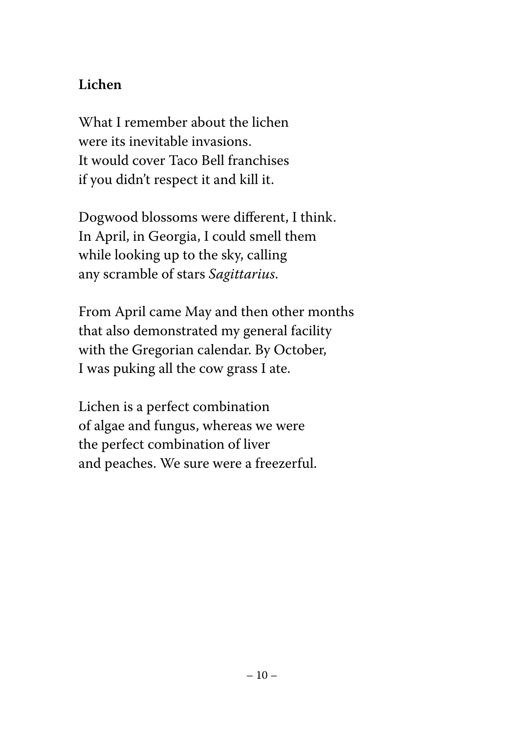**Lichen**

What I remember about the lichen
were its inevitable invasions.
It would cover Taco Bell franchises
if you didn't respect it and kill it.

Dogwood blossoms were different, I think.
In April, in Georgia, I could smell them
while looking up to the sky, calling
any scramble of stars *Sagittarius*.

From April came May and then other months
that also demonstrated my general facility
with the Gregorian calendar. By October,
I was puking all the cow grass I ate.

Lichen is a perfect combination
of algae and fungus, whereas we were
the perfect combination of liver
and peaches. We sure were a freezerful.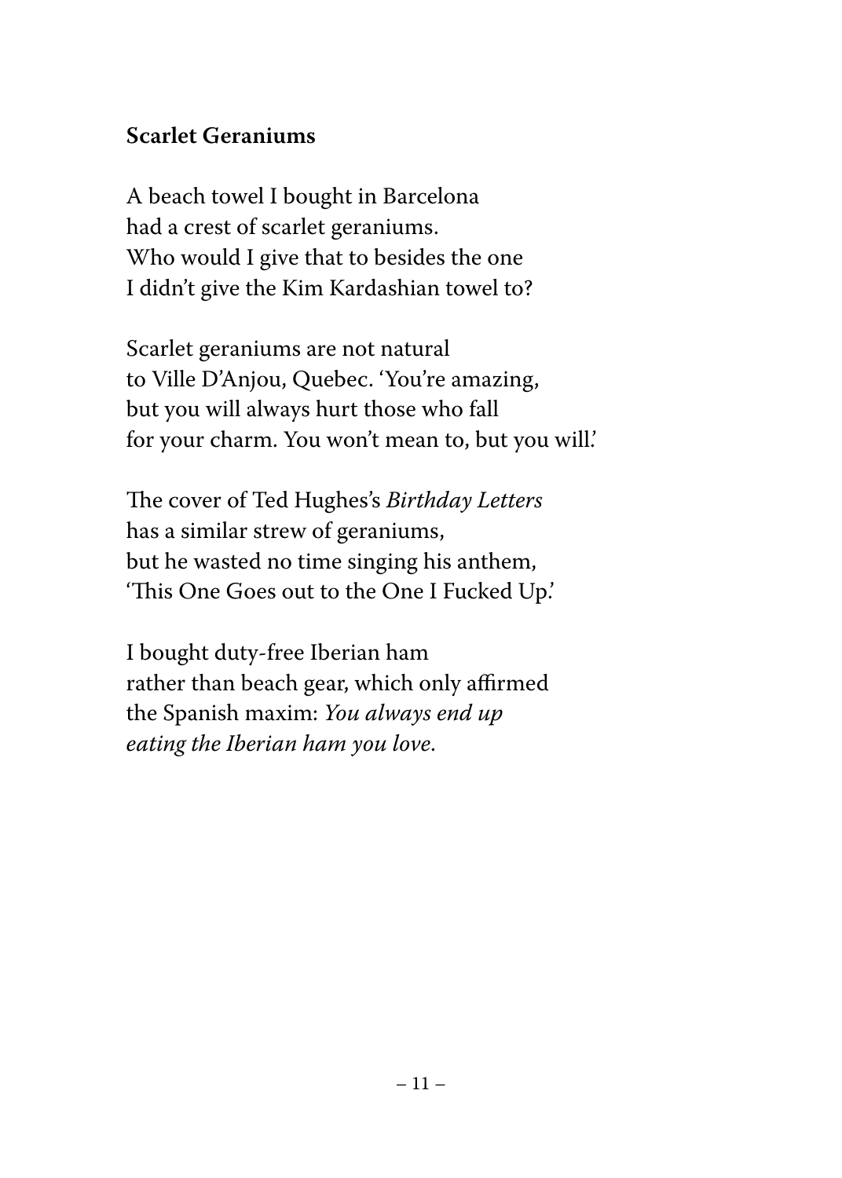**Scarlet Geraniums**

A beach towel I bought in Barcelona  
had a crest of scarlet geraniums.  
Who would I give that to besides the one  
I didn't give the Kim Kardashian towel to?

Scarlet geraniums are not natural  
to Ville D'Anjou, Quebec. 'You're amazing,  
but you will always hurt those who fall  
for your charm. You won't mean to, but you will.'

The cover of Ted Hughes's *Birthday Letters*  
has a similar strew of geraniums,  
but he wasted no time singing his anthem,  
'This One Goes out to the One I Fucked Up.'

I bought duty-free Iberian ham  
rather than beach gear, which only affirmed  
the Spanish maxim: *You always end up*  
*eating the Iberian ham you love.*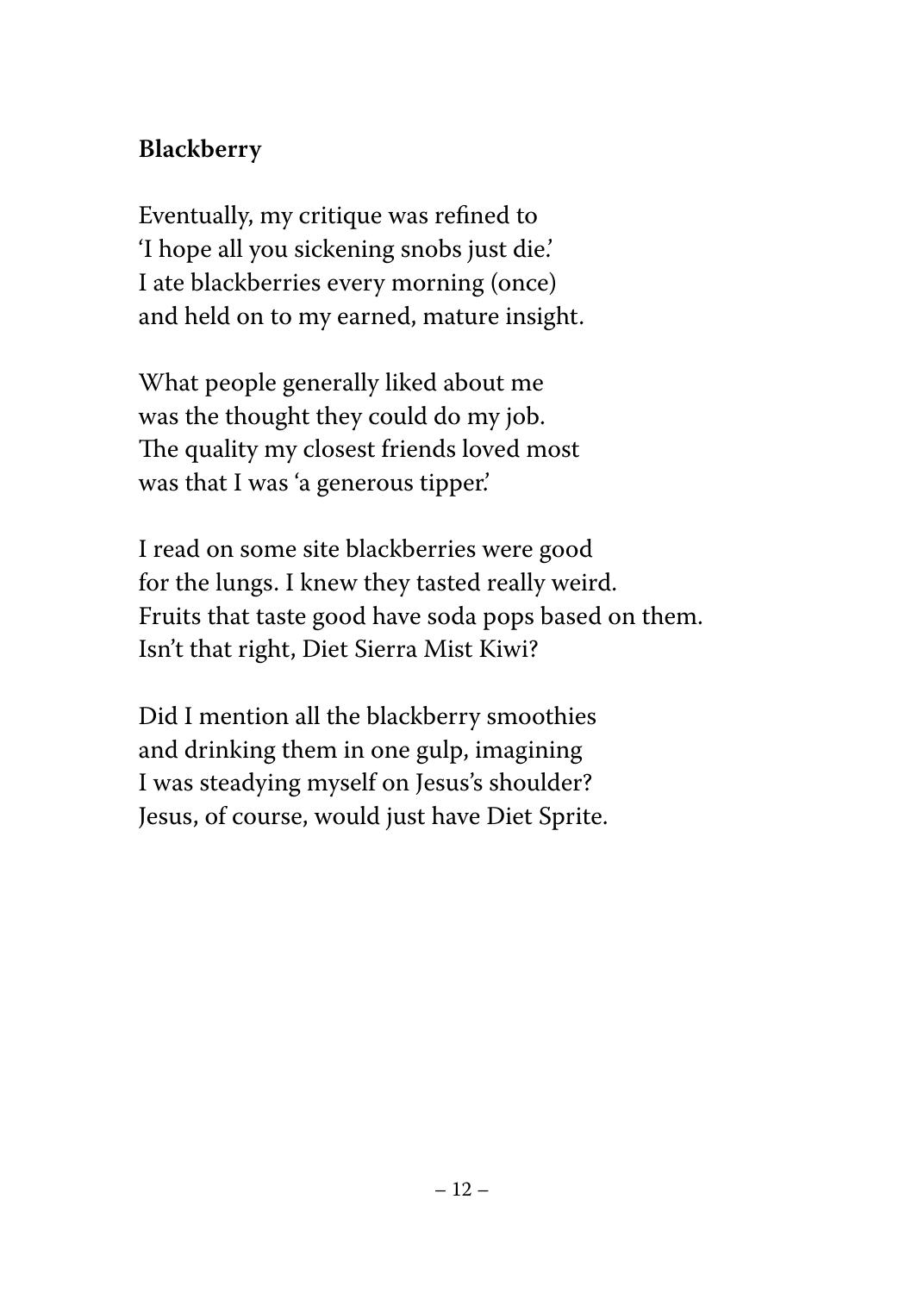## Blackberry

Eventually, my critique was refined to
'I hope all you sickening snobs just die.'
I ate blackberries every morning (once)
and held on to my earned, mature insight.

What people generally liked about me
was the thought they could do my job.
The quality my closest friends loved most
was that I was 'a generous tipper.'

I read on some site blackberries were good
for the lungs. I knew they tasted really weird.
Fruits that taste good have soda pops based on them.
Isn't that right, Diet Sierra Mist Kiwi?

Did I mention all the blackberry smoothies
and drinking them in one gulp, imagining
I was steadying myself on Jesus's shoulder?
Jesus, of course, would just have Diet Sprite.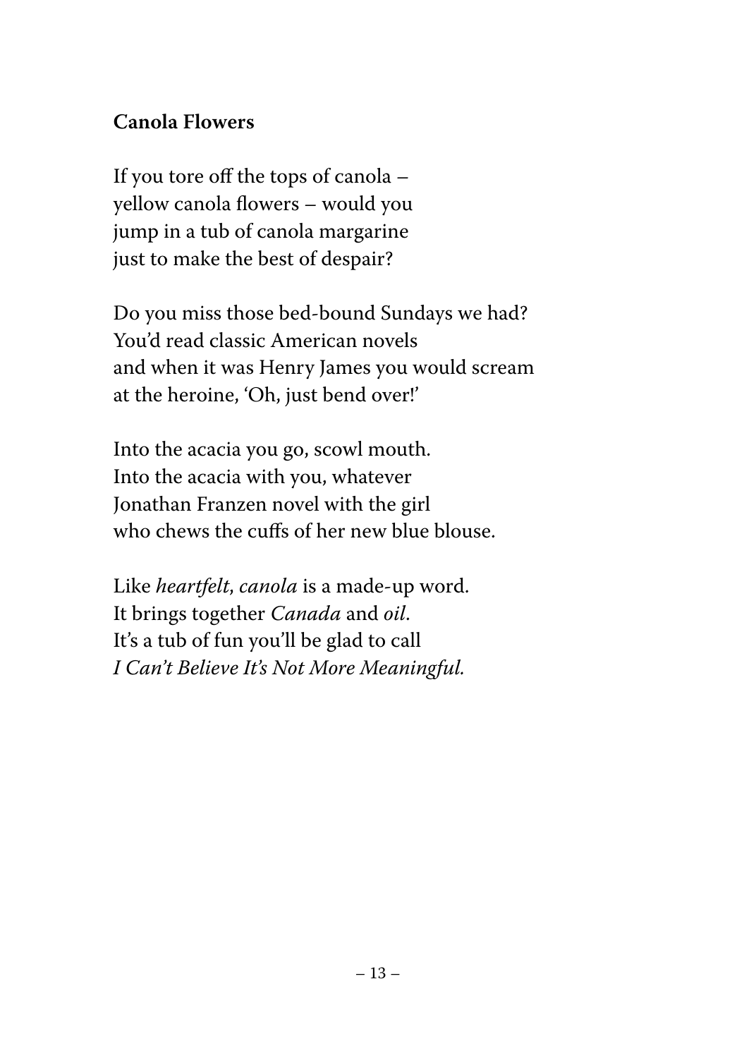**Canola Flowers**

If you tore off the tops of canola –
yellow canola flowers – would you
jump in a tub of canola margarine
just to make the best of despair?

Do you miss those bed-bound Sundays we had?
You'd read classic American novels
and when it was Henry James you would scream
at the heroine, 'Oh, just bend over!'

Into the acacia you go, scowl mouth.
Into the acacia with you, whatever
Jonathan Franzen novel with the girl
who chews the cuffs of her new blue blouse.

Like *heartfelt*, *canola* is a made-up word.
It brings together *Canada* and *oil*.
It's a tub of fun you'll be glad to call
*I Can't Believe It's Not More Meaningful.*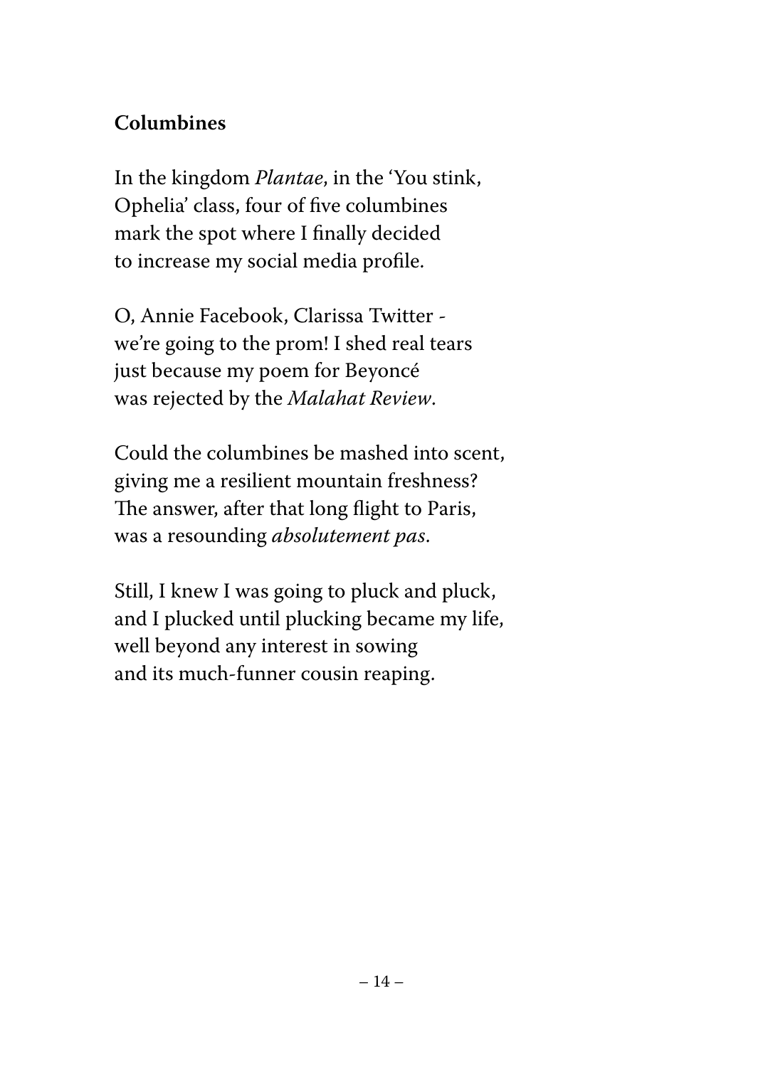## Columbines

In the kingdom *Plantae*, in the 'You stink,
Ophelia' class, four of five columbines
mark the spot where I finally decided
to increase my social media profile.

O, Annie Facebook, Clarissa Twitter -
we're going to the prom! I shed real tears
just because my poem for Beyoncé
was rejected by the *Malahat Review*.

Could the columbines be mashed into scent,
giving me a resilient mountain freshness?
The answer, after that long flight to Paris,
was a resounding *absolutement pas*.

Still, I knew I was going to pluck and pluck,
and I plucked until plucking became my life,
well beyond any interest in sowing
and its much-funner cousin reaping.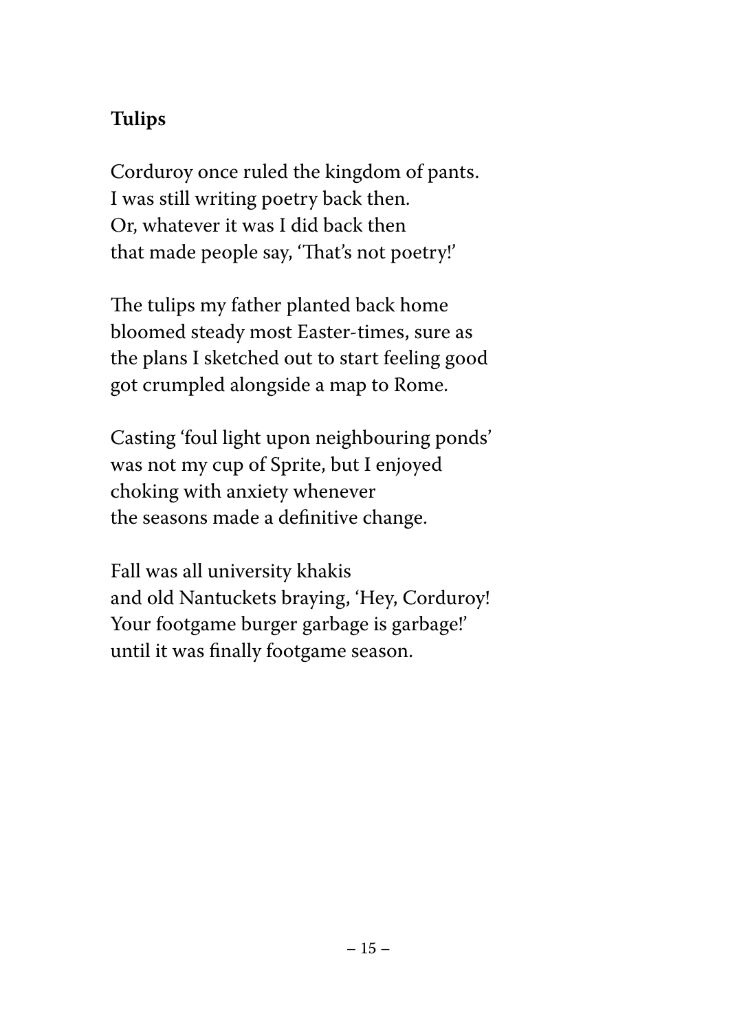**Tulips**

Corduroy once ruled the kingdom of pants.
I was still writing poetry back then.
Or, whatever it was I did back then
that made people say, 'That's not poetry!'

The tulips my father planted back home
bloomed steady most Easter-times, sure as
the plans I sketched out to start feeling good
got crumpled alongside a map to Rome.

Casting 'foul light upon neighbouring ponds'
was not my cup of Sprite, but I enjoyed
choking with anxiety whenever
the seasons made a definitive change.

Fall was all university khakis
and old Nantuckets braying, 'Hey, Corduroy!
Your footgame burger garbage is garbage!'
until it was finally footgame season.